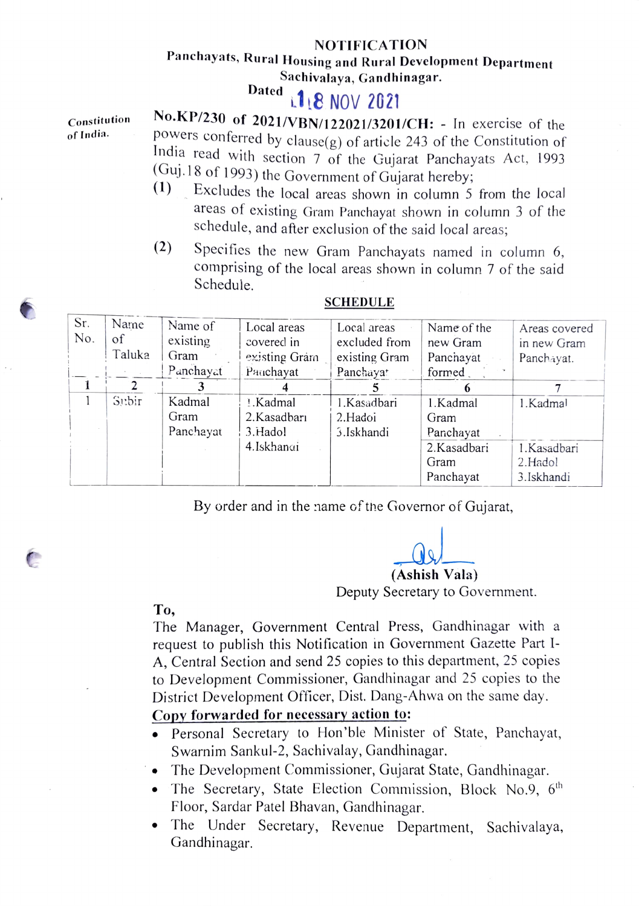# NOTIFICATION

**Panchayats, Rural Housing and Rural Development Department**
**Sachivalaya, Gandhinagar.**
**Dated** 18 NOV 2021

Constitution of India.

**No.KP/230 of 2021/VBN/122021/3201/CH:** - In exercise of the powers conferred by clause(g) of article 243 of the Constitution of India read with section 7 of the Gujarat Panchayats Act, 1993 (Guj.18 of 1993) the Government of Gujarat hereby;

(1) Excludes the local areas shown in column 5 from the local areas of existing Gram Panchayat shown in column 3 of the schedule, and after exclusion of the said local areas;

(2) Specifies the new Gram Panchayats named in column 6, comprising of the local areas shown in column 7 of the said Schedule.

**SCHEDULE**

| Sr. No. | Name of Taluka | Name of existing Gram Panchayat | Local areas covered in existing Gram Panchayat | Local areas excluded from existing Gram Panchayat | Name of the new Gram Panchayat formed | Areas covered in new Gram Panchayat. |
|---|---|---|---|---|---|---|
| 1 | 2 | 3 | 4 | 5 | 6 | 7 |
| 1 | Subir | Kadmal Gram Panchayat | 1.Kadmal<br>2.Kasadbari<br>3.Hadol<br>4.Iskhandi | 1.Kasadbari<br>2.Hadoi<br>3.Iskhandi | 1.Kadmal Gram Panchayat | 1.Kadmal |
| | | | | | 2.Kasadbari Gram Panchayat | 1.Kasadbari<br>2.Hadol<br>3.Iskhandi |

By order and in the name of the Governor of Gujarat,

**(Ashish Vala)**
Deputy Secretary to Government.

**To,**
The Manager, Government Central Press, Gandhinagar with a request to publish this Notification in Government Gazette Part I-A, Central Section and send 25 copies to this department, 25 copies to Development Commissioner, Gandhinagar and 25 copies to the District Development Officer, Dist. Dang-Ahwa on the same day.

**Copy forwarded for necessary action to:**

- Personal Secretary to Hon'ble Minister of State, Panchayat, Swarnim Sankul-2, Sachivalay, Gandhinagar.
- The Development Commissioner, Gujarat State, Gandhinagar.
- The Secretary, State Election Commission, Block No.9, 6th Floor, Sardar Patel Bhavan, Gandhinagar.
- The Under Secretary, Revenue Department, Sachivalaya, Gandhinagar.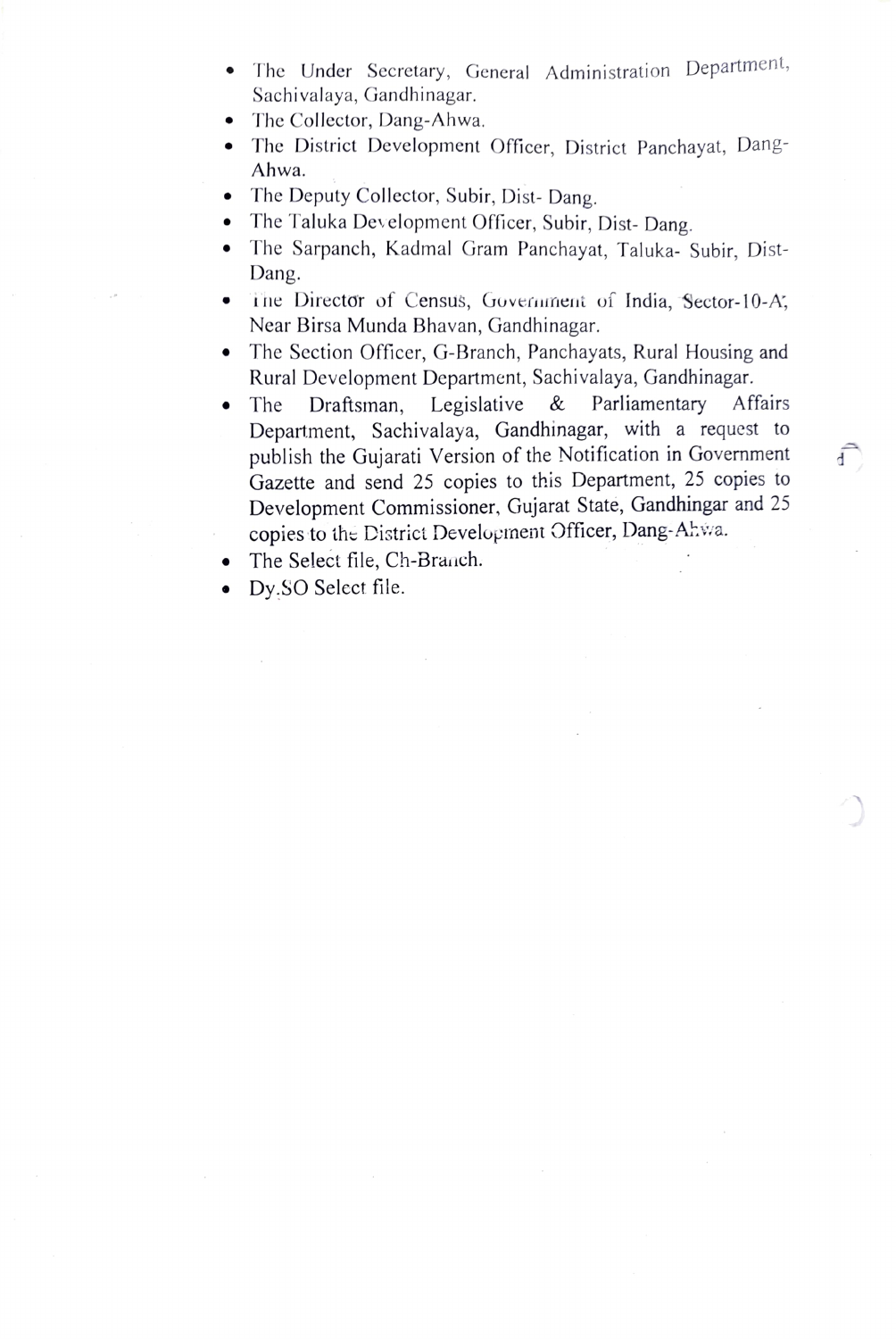- The Under Secretary, General Administration Department, Sachivalaya, Gandhinagar.
- The Collector, Dang-Ahwa.
- The District Development Officer, District Panchayat, Dang-Ahwa.
- The Deputy Collector, Subir, Dist- Dang.
- The Taluka Development Officer, Subir, Dist- Dang.
- The Sarpanch, Kadmal Gram Panchayat, Taluka- Subir, Dist-Dang.
- The Director of Census, Government of India, Sector-10-A, Near Birsa Munda Bhavan, Gandhinagar.
- The Section Officer, G-Branch, Panchayats, Rural Housing and Rural Development Department, Sachivalaya, Gandhinagar.
- The Draftsman, Legislative & Parliamentary Affairs Department, Sachivalaya, Gandhinagar, with a request to publish the Gujarati Version of the Notification in Government Gazette and send 25 copies to this Department, 25 copies to Development Commissioner, Gujarat State, Gandhingar and 25 copies to the District Development Officer, Dang-Ahwa.
- The Select file, Ch-Branch.
- Dy.SO Select file.